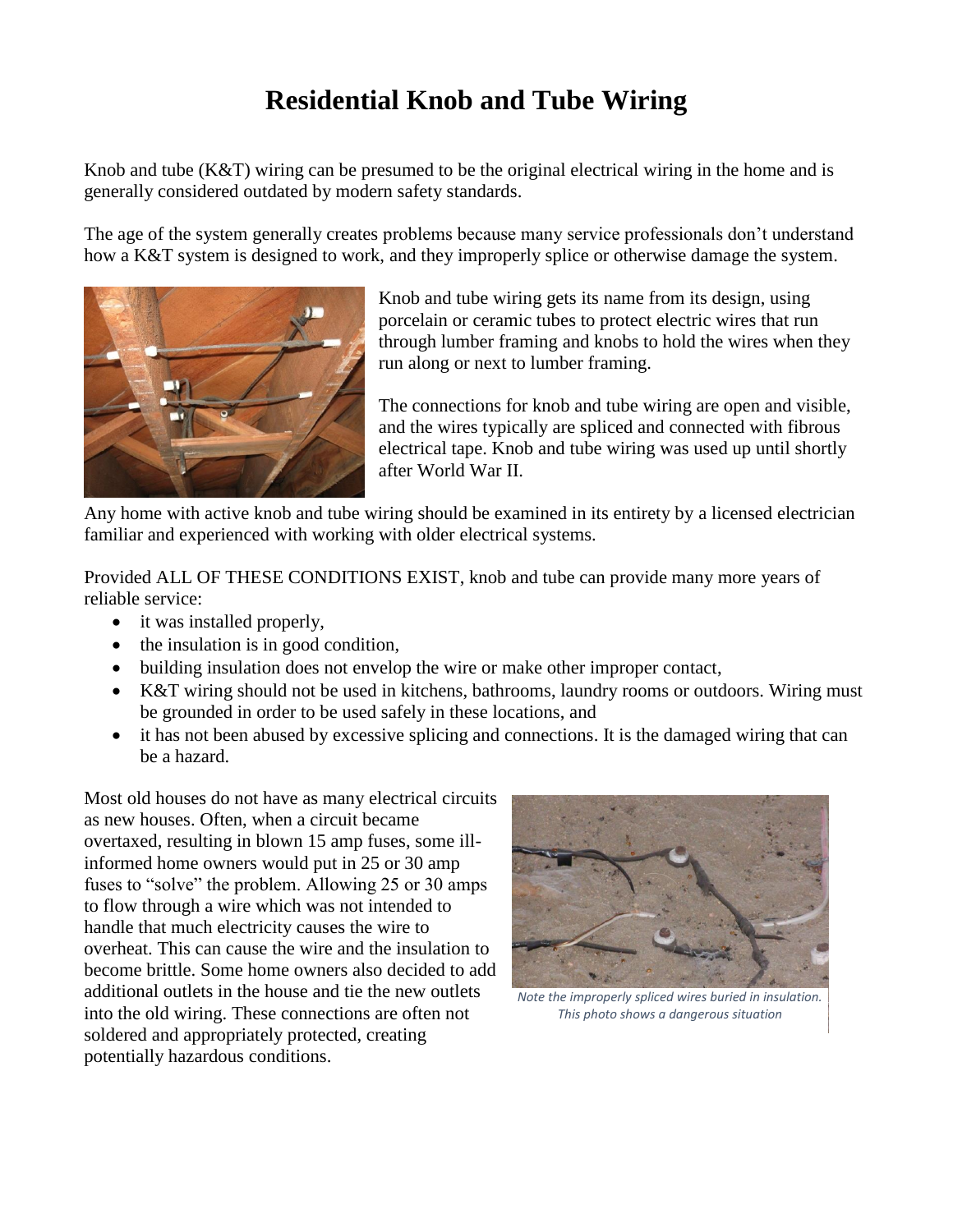# Residential Knob and Tube Wiring

Knob and tube (K&T) wiring can be presumed to be the original electrical wiring in the home and is generally considered outdated by modern safety standards.

The age of the system generally creates problems because many service professionals don't understand how a K&T system is designed to work, and they improperly splice or otherwise damage the system.

Knob and tube wiring gets its name from its design, using porcelain or ceramic tubes to protect electric wires that run through lumber framing and knobs to hold the wires when they run along or next to lumber framing.

The connections for knob and tube wiring are open and visible, and the wires typically are spliced and connected with fibrous electrical tape. Knob and tube wiring was used up until shortly after World War II.

Any home with active knob and tube wiring should be examined in its entirety by a licensed electrician familiar and experienced with working with older electrical systems.

Provided ALL OF THESE CONDITIONS EXIST, knob and tube can provide many more years of reliable service:

- it was installed properly,
- the insulation is in good condition,
- building insulation does not envelop the wire or make other improper contact,
- K&T wiring should not be used in kitchens, bathrooms, laundry rooms or outdoors. Wiring must be grounded in order to be used safely in these locations, and
- it has not been abused by excessive splicing and connections. It is the damaged wiring that can be a hazard.

Most old houses do not have as many electrical circuits as new houses. Often, when a circuit became overtaxed, resulting in blown 15 amp fuses, some ill-informed home owners would put in 25 or 30 amp fuses to "solve" the problem. Allowing 25 or 30 amps to flow through a wire which was not intended to handle that much electricity causes the wire to overheat. This can cause the wire and the insulation to become brittle. Some home owners also decided to add additional outlets in the house and tie the new outlets into the old wiring. These connections are often not soldered and appropriately protected, creating potentially hazardous conditions.

*Note the improperly spliced wires buried in insulation. This photo shows a dangerous situation*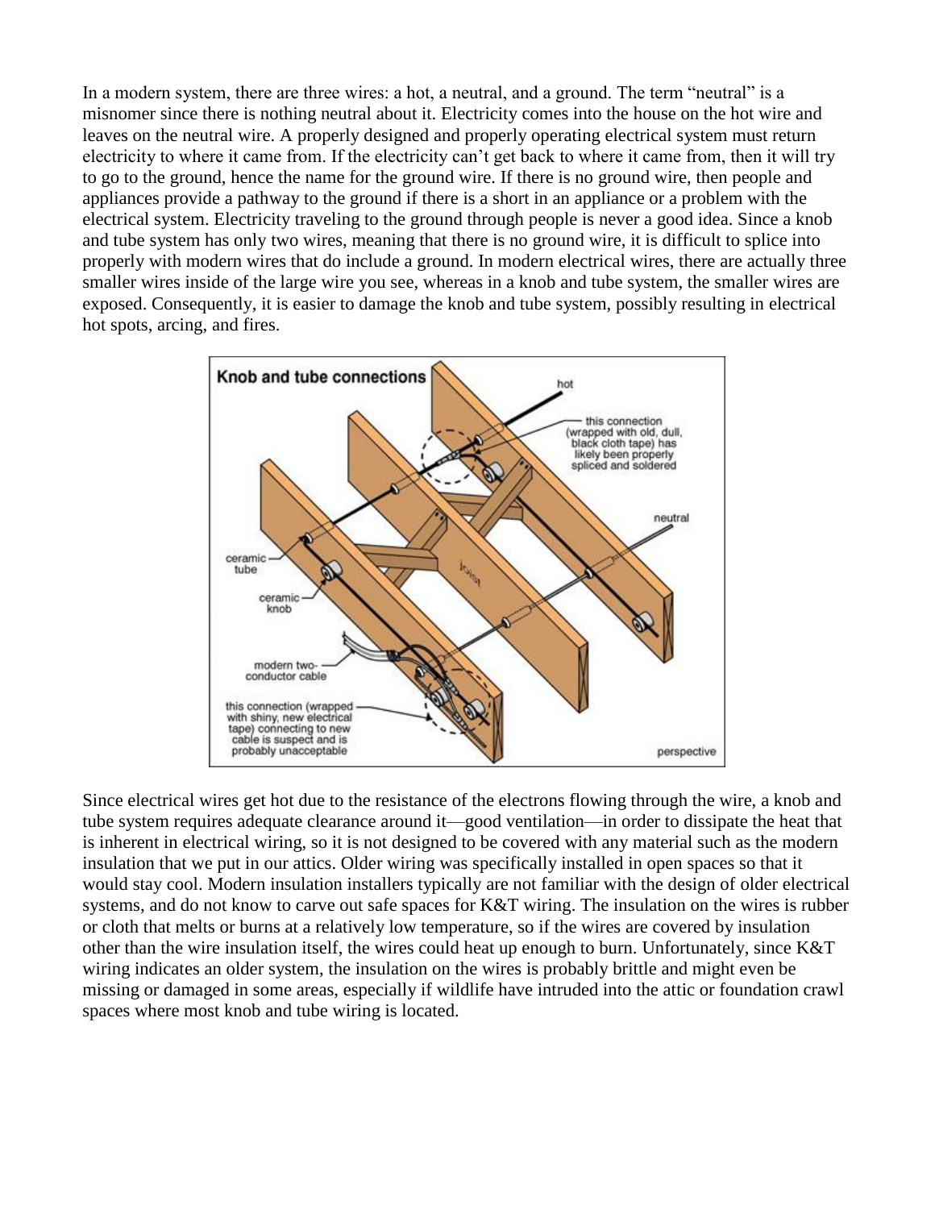In a modern system, there are three wires: a hot, a neutral, and a ground. The term "neutral" is a misnomer since there is nothing neutral about it. Electricity comes into the house on the hot wire and leaves on the neutral wire. A properly designed and properly operating electrical system must return electricity to where it came from. If the electricity can't get back to where it came from, then it will try to go to the ground, hence the name for the ground wire. If there is no ground wire, then people and appliances provide a pathway to the ground if there is a short in an appliance or a problem with the electrical system. Electricity traveling to the ground through people is never a good idea. Since a knob and tube system has only two wires, meaning that there is no ground wire, it is difficult to splice into properly with modern wires that do include a ground. In modern electrical wires, there are actually three smaller wires inside of the large wire you see, whereas in a knob and tube system, the smaller wires are exposed. Consequently, it is easier to damage the knob and tube system, possibly resulting in electrical hot spots, arcing, and fires.

Since electrical wires get hot due to the resistance of the electrons flowing through the wire, a knob and tube system requires adequate clearance around it—good ventilation—in order to dissipate the heat that is inherent in electrical wiring, so it is not designed to be covered with any material such as the modern insulation that we put in our attics. Older wiring was specifically installed in open spaces so that it would stay cool. Modern insulation installers typically are not familiar with the design of older electrical systems, and do not know to carve out safe spaces for K&T wiring. The insulation on the wires is rubber or cloth that melts or burns at a relatively low temperature, so if the wires are covered by insulation other than the wire insulation itself, the wires could heat up enough to burn. Unfortunately, since K&T wiring indicates an older system, the insulation on the wires is probably brittle and might even be missing or damaged in some areas, especially if wildlife have intruded into the attic or foundation crawl spaces where most knob and tube wiring is located.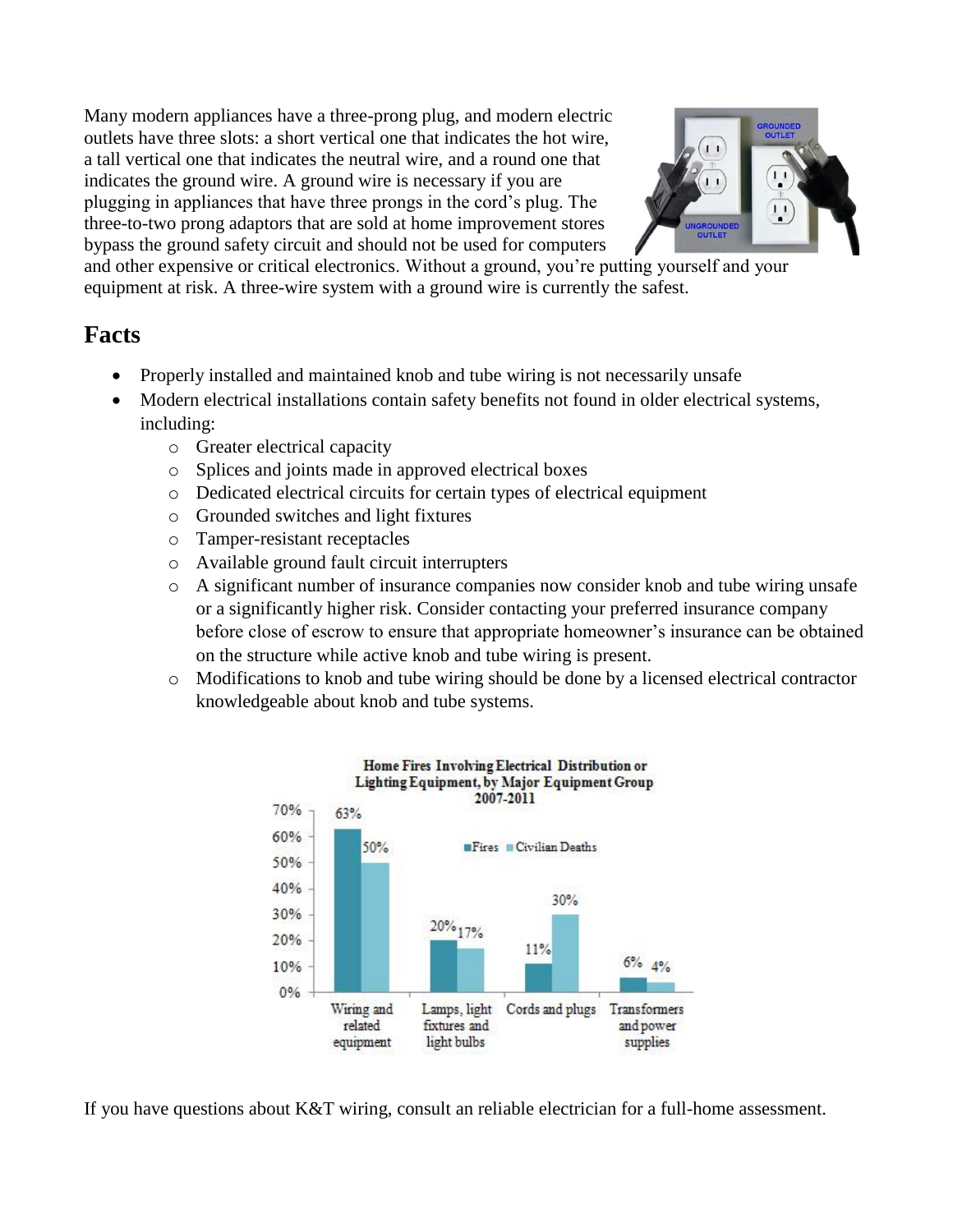Many modern appliances have a three-prong plug, and modern electric outlets have three slots: a short vertical one that indicates the hot wire, a tall vertical one that indicates the neutral wire, and a round one that indicates the ground wire. A ground wire is necessary if you are plugging in appliances that have three prongs in the cord's plug. The three-to-two prong adaptors that are sold at home improvement stores bypass the ground safety circuit and should not be used for computers and other expensive or critical electronics. Without a ground, you're putting yourself and your equipment at risk. A three-wire system with a ground wire is currently the safest.

GROUNDED OUTLET

UNGROUNDED OUTLET

## Facts

- Properly installed and maintained knob and tube wiring is not necessarily unsafe
- Modern electrical installations contain safety benefits not found in older electrical systems, including:
    - Greater electrical capacity
    - Splices and joints made in approved electrical boxes
    - Dedicated electrical circuits for certain types of electrical equipment
    - Grounded switches and light fixtures
    - Tamper-resistant receptacles
    - Available ground fault circuit interrupters
    - A significant number of insurance companies now consider knob and tube wiring unsafe or a significantly higher risk. Consider contacting your preferred insurance company before close of escrow to ensure that appropriate homeowner's insurance can be obtained on the structure while active knob and tube wiring is present.
    - Modifications to knob and tube wiring should be done by a licensed electrical contractor knowledgeable about knob and tube systems.

Home Fires Involving Electrical Distribution or Lighting Equipment, by Major Equipment Group 2007-2011

Fires Civilian Deaths

70%
60%
50%
40%
30%
20%
10%
0%

63% 50%
20% 17%
11% 30%
6% 4%

Wiring and related equipment
Lamps, light fixtures and light bulbs
Cords and plugs
Transformers and power supplies

If you have questions about K&T wiring, consult an reliable electrician for a full-home assessment.